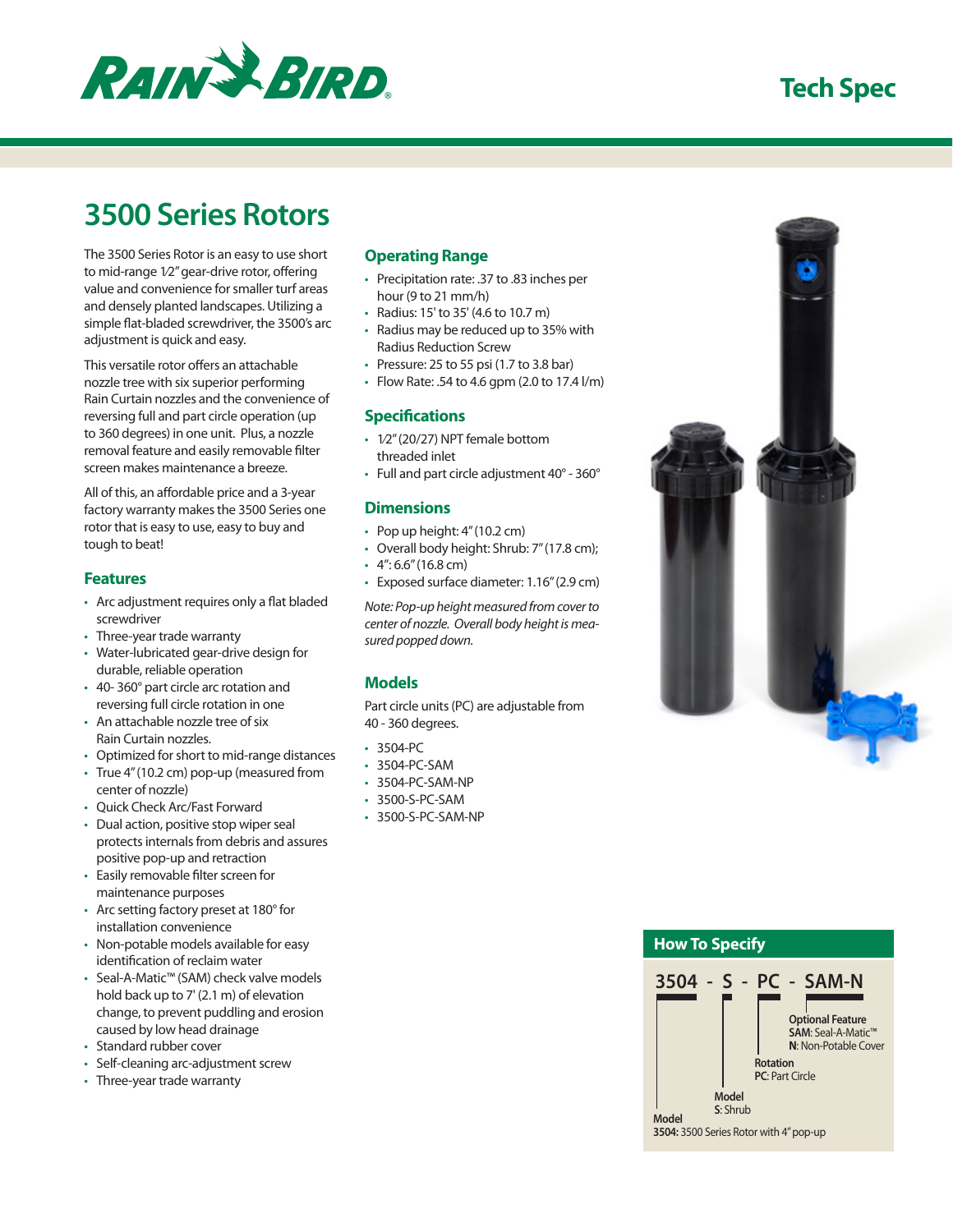# 3500 Series Rotors

The 3500 Series Rotor is an easy to use short to mid-range 1⁄2" gear-drive rotor, offering value and convenience for smaller turf areas and densely planted landscapes. Utilizing a simple flat-bladed screwdriver, the 3500's arc adjustment is quick and easy.

This versatile rotor offers an attachable nozzle tree with six superior performing Rain Curtain nozzles and the convenience of reversing full and part circle operation (up to 360 degrees) in one unit. Plus, a nozzle removal feature and easily removable filter screen makes maintenance a breeze.

All of this, an affordable price and a 3-year factory warranty makes the 3500 Series one rotor that is easy to use, easy to buy and tough to beat!

## Features

- Arc adjustment requires only a flat bladed screwdriver
- Three-year trade warranty
- Water-lubricated gear-drive design for durable, reliable operation
- 40- 360° part circle arc rotation and reversing full circle rotation in one
- An attachable nozzle tree of six Rain Curtain nozzles.
- Optimized for short to mid-range distances
- True 4" (10.2 cm) pop-up (measured from center of nozzle)
- Quick Check Arc/Fast Forward
- Dual action, positive stop wiper seal protects internals from debris and assures positive pop-up and retraction
- Easily removable filter screen for maintenance purposes
- Arc setting factory preset at 180° for installation convenience
- Non-potable models available for easy identification of reclaim water
- Seal-A-Matic™ (SAM) check valve models hold back up to 7' (2.1 m) of elevation change, to prevent puddling and erosion caused by low head drainage
- Standard rubber cover
- Self-cleaning arc-adjustment screw
- Three-year trade warranty

## Operating Range

- Precipitation rate: .37 to .83 inches per hour (9 to 21 mm/h)
- Radius: 15' to 35' (4.6 to 10.7 m)
- Radius may be reduced up to 35% with Radius Reduction Screw
- Pressure: 25 to 55 psi (1.7 to 3.8 bar)
- Flow Rate: .54 to 4.6 gpm (2.0 to 17.4 l/m)

## Specifications

- 1⁄2" (20/27) NPT female bottom threaded inlet
- Full and part circle adjustment 40° - 360°

## Dimensions

- Pop up height: 4" (10.2 cm)
- Overall body height: Shrub: 7" (17.8 cm);
- 4": 6.6" (16.8 cm)
- Exposed surface diameter: 1.16" (2.9 cm)

*Note: Pop-up height measured from cover to center of nozzle. Overall body height is measured popped down.*

## Models

Part circle units (PC) are adjustable from 40 - 360 degrees.

- 3504-PC
- 3504-PC-SAM
- 3504-PC-SAM-NP
- 3500-S-PC-SAM
- 3500-S-PC-SAM-NP

## How To Specify

**3504 - S - PC - SAM-N**

**Optional Feature**
**SAM**: Seal-A-Matic™
**N**: Non-Potable Cover

**Rotation**
**PC**: Part Circle

**Model**
**S**: Shrub

**Model**
**3504:** 3500 Series Rotor with 4" pop-up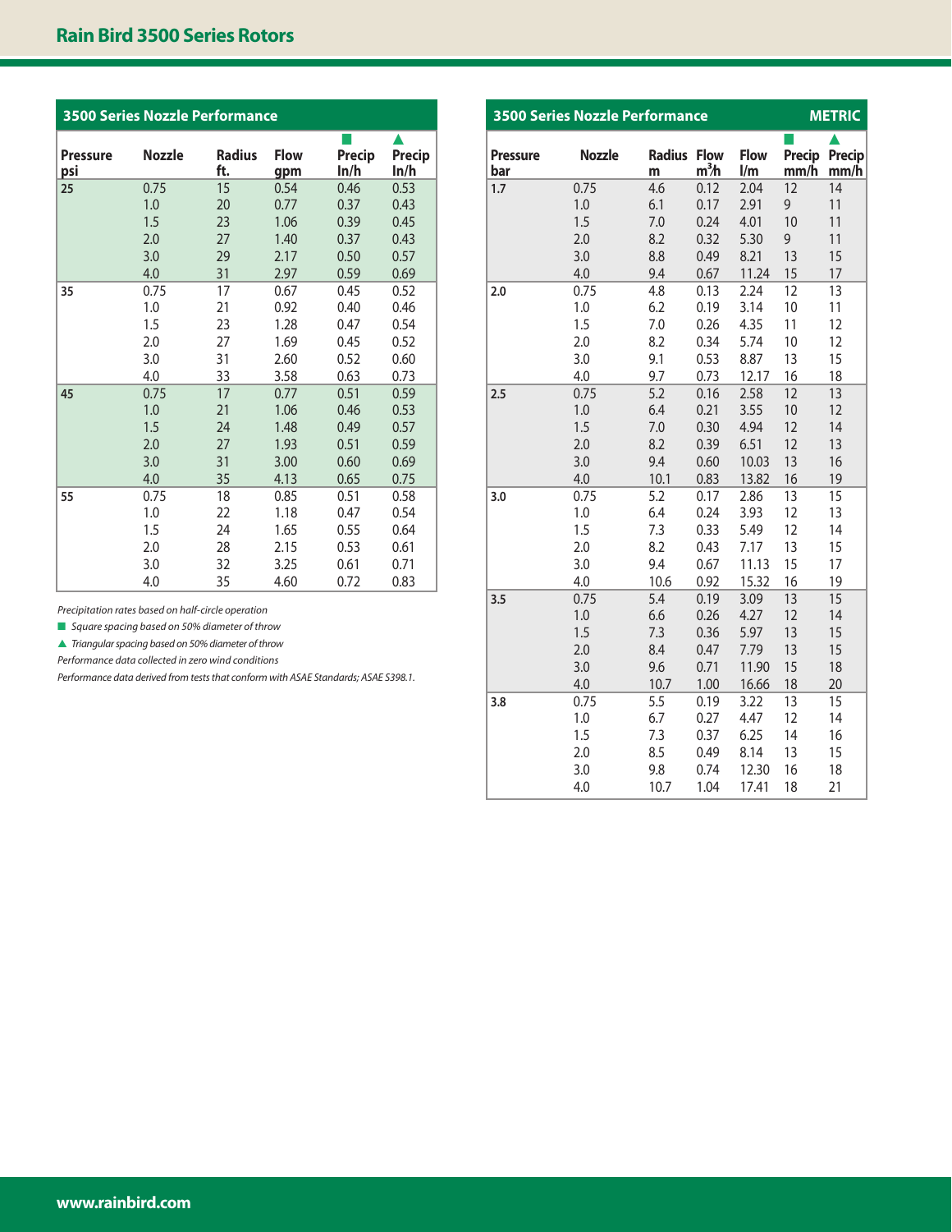## 3500 Series Nozzle Performance

| Pressure psi | Nozzle | Radius ft. | Flow gpm | ■ Precip In/h | ▲ Precip In/h |
|---|---|---|---|---|---|
| 25 | 0.75 | 15 | 0.54 | 0.46 | 0.53 |
| | 1.0 | 20 | 0.77 | 0.37 | 0.43 |
| | 1.5 | 23 | 1.06 | 0.39 | 0.45 |
| | 2.0 | 27 | 1.40 | 0.37 | 0.43 |
| | 3.0 | 29 | 2.17 | 0.50 | 0.57 |
| | 4.0 | 31 | 2.97 | 0.59 | 0.69 |
| 35 | 0.75 | 17 | 0.67 | 0.45 | 0.52 |
| | 1.0 | 21 | 0.92 | 0.40 | 0.46 |
| | 1.5 | 23 | 1.28 | 0.47 | 0.54 |
| | 2.0 | 27 | 1.69 | 0.45 | 0.52 |
| | 3.0 | 31 | 2.60 | 0.52 | 0.60 |
| | 4.0 | 33 | 3.58 | 0.63 | 0.73 |
| 45 | 0.75 | 17 | 0.77 | 0.51 | 0.59 |
| | 1.0 | 21 | 1.06 | 0.46 | 0.53 |
| | 1.5 | 24 | 1.48 | 0.49 | 0.57 |
| | 2.0 | 27 | 1.93 | 0.51 | 0.59 |
| | 3.0 | 31 | 3.00 | 0.60 | 0.69 |
| | 4.0 | 35 | 4.13 | 0.65 | 0.75 |
| 55 | 0.75 | 18 | 0.85 | 0.51 | 0.58 |
| | 1.0 | 22 | 1.18 | 0.47 | 0.54 |
| | 1.5 | 24 | 1.65 | 0.55 | 0.64 |
| | 2.0 | 28 | 2.15 | 0.53 | 0.61 |
| | 3.0 | 32 | 3.25 | 0.61 | 0.71 |
| | 4.0 | 35 | 4.60 | 0.72 | 0.83 |

*Precipitation rates based on half-circle operation*

■ *Square spacing based on 50% diameter of throw*

▲ *Triangular spacing based on 50% diameter of throw*

*Performance data collected in zero wind conditions*

*Performance data derived from tests that conform with ASAE Standards; ASAE S398.1.*

## 3500 Series Nozzle Performance — METRIC

| Pressure bar | Nozzle | Radius m | Flow $m^3/h$ | Flow l/m | ■ Precip mm/h | ▲ Precip mm/h |
|---|---|---|---|---|---|---|
| 1.7 | 0.75 | 4.6 | 0.12 | 2.04 | 12 | 14 |
| | 1.0 | 6.1 | 0.17 | 2.91 | 9 | 11 |
| | 1.5 | 7.0 | 0.24 | 4.01 | 10 | 11 |
| | 2.0 | 8.2 | 0.32 | 5.30 | 9 | 11 |
| | 3.0 | 8.8 | 0.49 | 8.21 | 13 | 15 |
| | 4.0 | 9.4 | 0.67 | 11.24 | 15 | 17 |
| 2.0 | 0.75 | 4.8 | 0.13 | 2.24 | 12 | 13 |
| | 1.0 | 6.2 | 0.19 | 3.14 | 10 | 11 |
| | 1.5 | 7.0 | 0.26 | 4.35 | 11 | 12 |
| | 2.0 | 8.2 | 0.34 | 5.74 | 10 | 12 |
| | 3.0 | 9.1 | 0.53 | 8.87 | 13 | 15 |
| | 4.0 | 9.7 | 0.73 | 12.17 | 16 | 18 |
| 2.5 | 0.75 | 5.2 | 0.16 | 2.58 | 12 | 13 |
| | 1.0 | 6.4 | 0.21 | 3.55 | 10 | 12 |
| | 1.5 | 7.0 | 0.30 | 4.94 | 12 | 14 |
| | 2.0 | 8.2 | 0.39 | 6.51 | 12 | 13 |
| | 3.0 | 9.4 | 0.60 | 10.03 | 13 | 16 |
| | 4.0 | 10.1 | 0.83 | 13.82 | 16 | 19 |
| 3.0 | 0.75 | 5.2 | 0.17 | 2.86 | 13 | 15 |
| | 1.0 | 6.4 | 0.24 | 3.93 | 12 | 13 |
| | 1.5 | 7.3 | 0.33 | 5.49 | 12 | 14 |
| | 2.0 | 8.2 | 0.43 | 7.17 | 13 | 15 |
| | 3.0 | 9.4 | 0.67 | 11.13 | 15 | 17 |
| | 4.0 | 10.6 | 0.92 | 15.32 | 16 | 19 |
| 3.5 | 0.75 | 5.4 | 0.19 | 3.09 | 13 | 15 |
| | 1.0 | 6.6 | 0.26 | 4.27 | 12 | 14 |
| | 1.5 | 7.3 | 0.36 | 5.97 | 13 | 15 |
| | 2.0 | 8.4 | 0.47 | 7.79 | 13 | 15 |
| | 3.0 | 9.6 | 0.71 | 11.90 | 15 | 18 |
| | 4.0 | 10.7 | 1.00 | 16.66 | 18 | 20 |
| 3.8 | 0.75 | 5.5 | 0.19 | 3.22 | 13 | 15 |
| | 1.0 | 6.7 | 0.27 | 4.47 | 12 | 14 |
| | 1.5 | 7.3 | 0.37 | 6.25 | 14 | 16 |
| | 2.0 | 8.5 | 0.49 | 8.14 | 13 | 15 |
| | 3.0 | 9.8 | 0.74 | 12.30 | 16 | 18 |
| | 4.0 | 10.7 | 1.04 | 17.41 | 18 | 21 |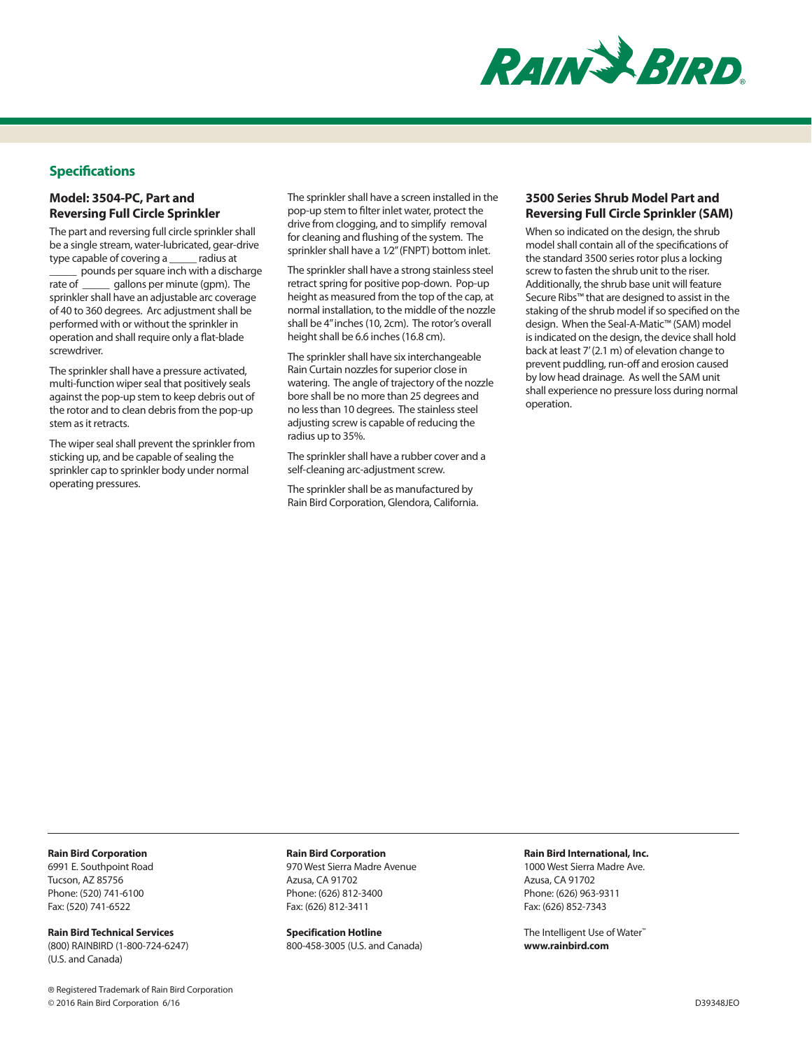## Specifications

### Model: 3504-PC, Part and Reversing Full Circle Sprinkler

The part and reversing full circle sprinkler shall be a single stream, water-lubricated, gear-drive type capable of covering a _____ radius at _____ pounds per square inch with a discharge rate of _____ gallons per minute (gpm). The sprinkler shall have an adjustable arc coverage of 40 to 360 degrees. Arc adjustment shall be performed with or without the sprinkler in operation and shall require only a flat-blade screwdriver.

The sprinkler shall have a pressure activated, multi-function wiper seal that positively seals against the pop-up stem to keep debris out of the rotor and to clean debris from the pop-up stem as it retracts.

The wiper seal shall prevent the sprinkler from sticking up, and be capable of sealing the sprinkler cap to sprinkler body under normal operating pressures.

The sprinkler shall have a screen installed in the pop-up stem to filter inlet water, protect the drive from clogging, and to simplify removal for cleaning and flushing of the system. The sprinkler shall have a 1⁄2" (FNPT) bottom inlet.

The sprinkler shall have a strong stainless steel retract spring for positive pop-down. Pop-up height as measured from the top of the cap, at normal installation, to the middle of the nozzle shall be 4" inches (10, 2cm). The rotor's overall height shall be 6.6 inches (16.8 cm).

The sprinkler shall have six interchangeable Rain Curtain nozzles for superior close in watering. The angle of trajectory of the nozzle bore shall be no more than 25 degrees and no less than 10 degrees. The stainless steel adjusting screw is capable of reducing the radius up to 35%.

The sprinkler shall have a rubber cover and a self-cleaning arc-adjustment screw.

The sprinkler shall be as manufactured by Rain Bird Corporation, Glendora, California.

### 3500 Series Shrub Model Part and Reversing Full Circle Sprinkler (SAM)

When so indicated on the design, the shrub model shall contain all of the specifications of the standard 3500 series rotor plus a locking screw to fasten the shrub unit to the riser. Additionally, the shrub base unit will feature Secure Ribs™ that are designed to assist in the staking of the shrub model if so specified on the design. When the Seal-A-Matic™ (SAM) model is indicated on the design, the device shall hold back at least 7' (2.1 m) of elevation change to prevent puddling, run-off and erosion caused by low head drainage. As well the SAM unit shall experience no pressure loss during normal operation.

---

**Rain Bird Corporation**
6991 E. Southpoint Road
Tucson, AZ 85756
Phone: (520) 741-6100
Fax: (520) 741-6522

**Rain Bird Technical Services**
(800) RAINBIRD (1-800-724-6247)
(U.S. and Canada)

**Rain Bird Corporation**
970 West Sierra Madre Avenue
Azusa, CA 91702
Phone: (626) 812-3400
Fax: (626) 812-3411

**Specification Hotline**
800-458-3005 (U.S. and Canada)

**Rain Bird International, Inc.**
1000 West Sierra Madre Ave.
Azusa, CA 91702
Phone: (626) 963-9311
Fax: (626) 852-7343

The Intelligent Use of Water™
**www.rainbird.com**

® Registered Trademark of Rain Bird Corporation
© 2016 Rain Bird Corporation 6/16

D39348JEO